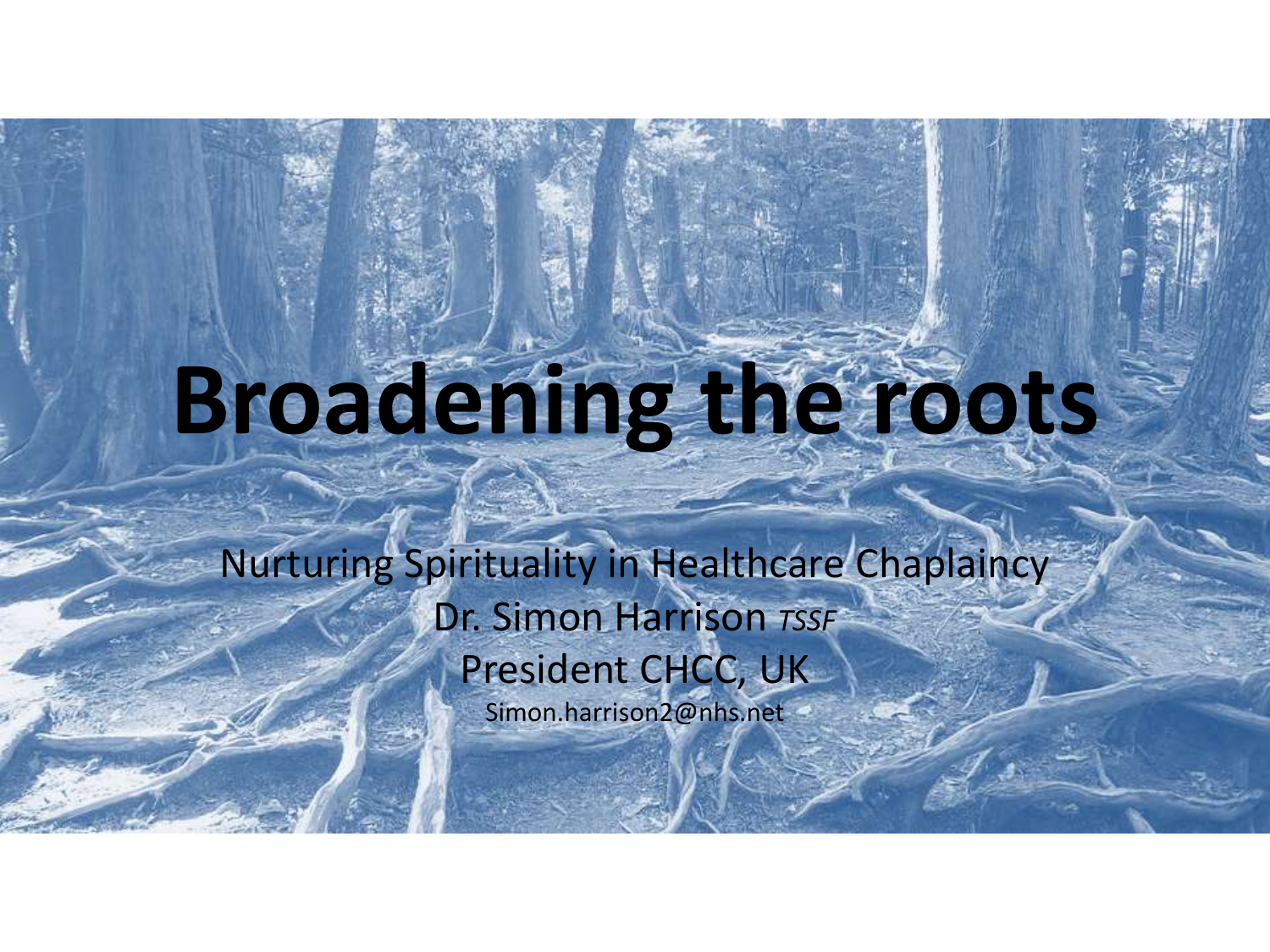# Broadening the roots

Nurturing Spirituality in Healthcare Chaplaincy

Dr. Simon Harrison *TSSF*

President CHCC, UK

Simon.harrison2@nhs.net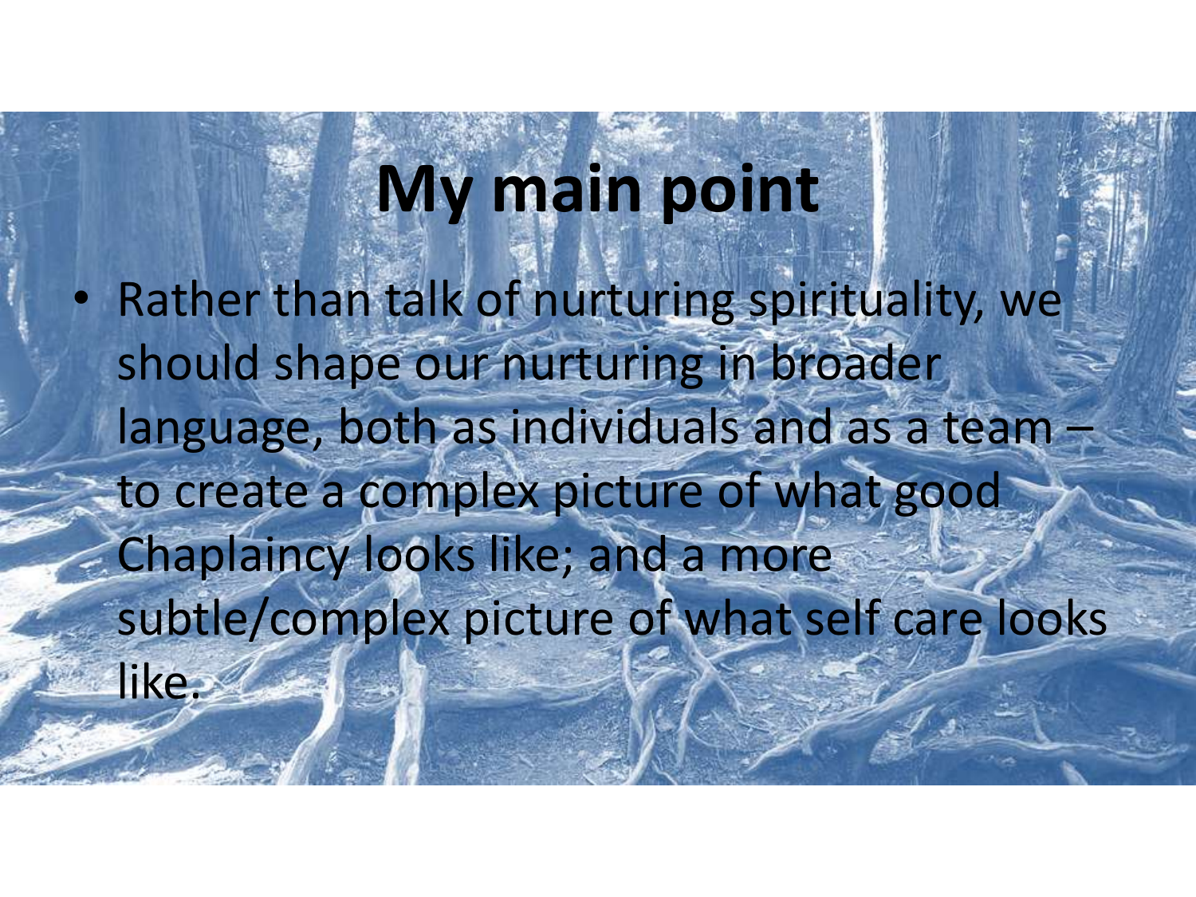# My main point

- Rather than talk of nurturing spirituality, we should shape our nurturing in broader language, both as individuals and as a team – to create a complex picture of what good Chaplaincy looks like; and a more subtle/complex picture of what self care looks like.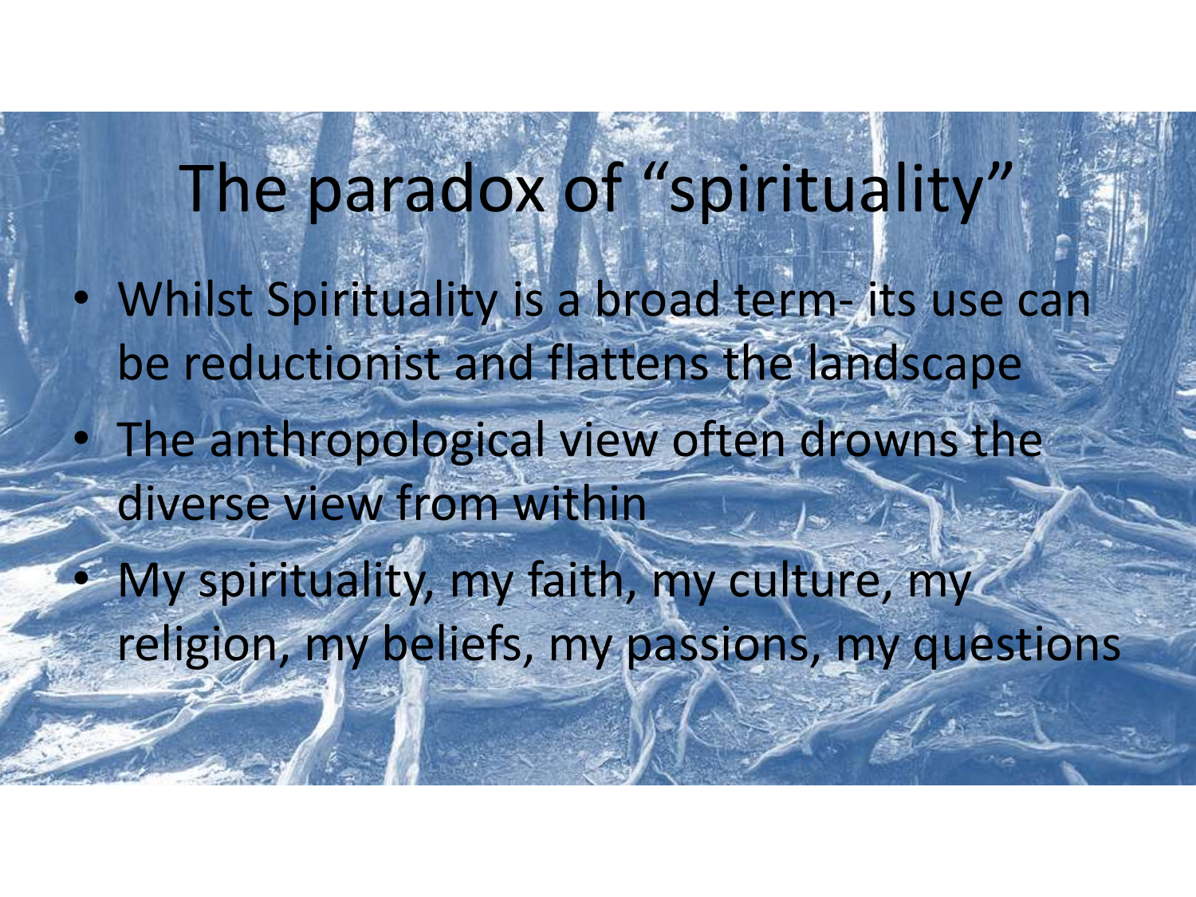# The paradox of "spirituality"

- Whilst Spirituality is a broad term- its use can be reductionist and flattens the landscape
- The anthropological view often drowns the diverse view from within
- My spirituality, my faith, my culture, my religion, my beliefs, my passions, my questions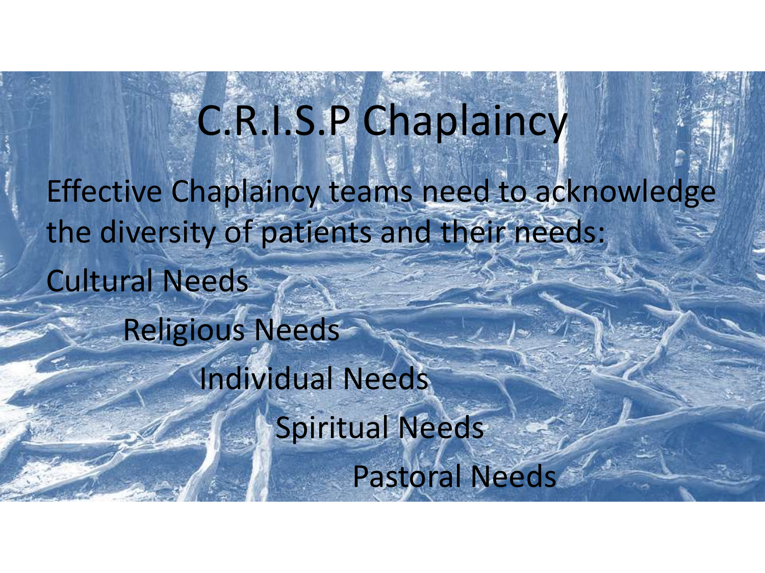# C.R.I.S.P Chaplaincy

Effective Chaplaincy teams need to acknowledge the diversity of patients and their needs:

Cultural Needs

Religious Needs

Individual Needs

Spiritual Needs

Pastoral Needs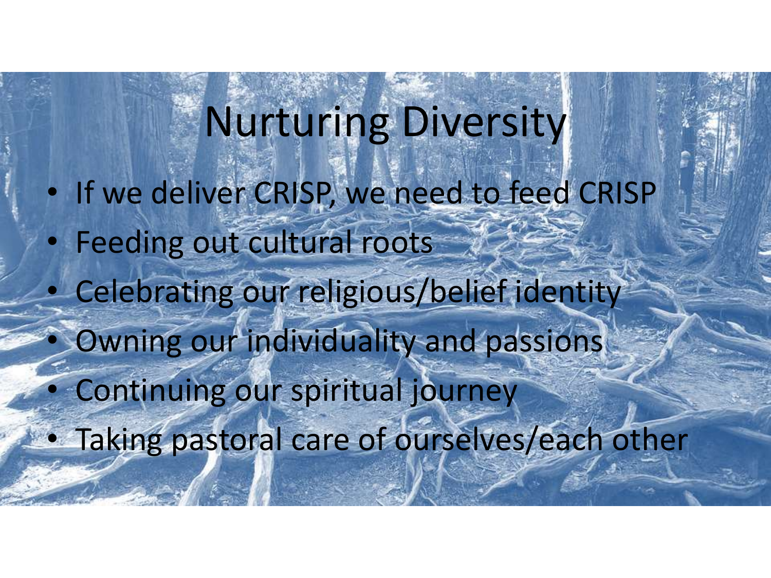# Nurturing Diversity

- If we deliver CRISP, we need to feed CRISP
- Feeding out cultural roots
- Celebrating our religious/belief identity
- Owning our individuality and passions
- Continuing our spiritual journey
- Taking pastoral care of ourselves/each other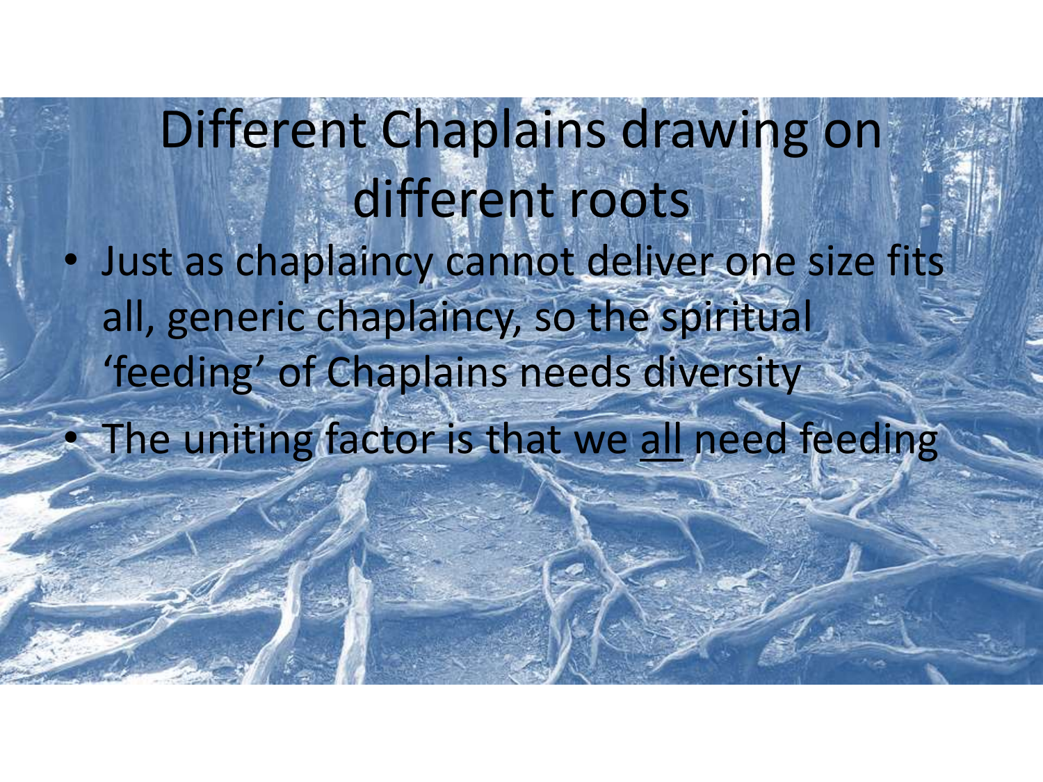# Different Chaplains drawing on different roots

- Just as chaplaincy cannot deliver one size fits all, generic chaplaincy, so the spiritual 'feeding' of Chaplains needs diversity
- The uniting factor is that we <u>all</u> need feeding